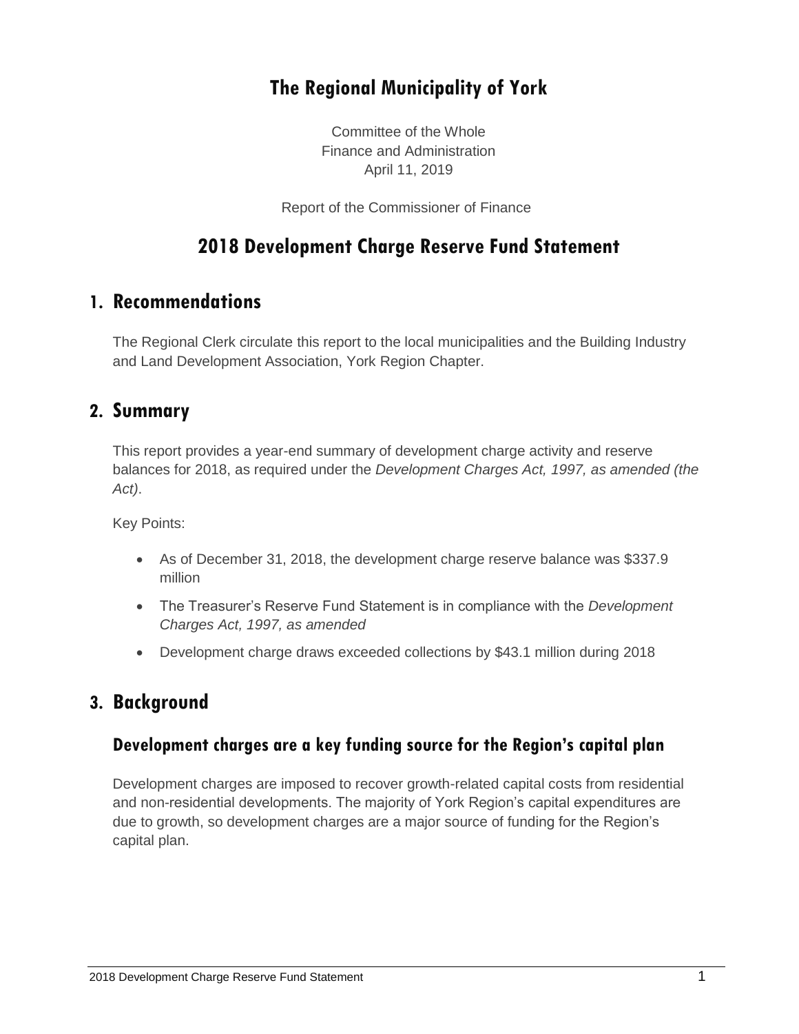# The Regional Municipality of York

Committee of the Whole
Finance and Administration
April 11, 2019

Report of the Commissioner of Finance

# 2018 Development Charge Reserve Fund Statement

## 1. Recommendations

The Regional Clerk circulate this report to the local municipalities and the Building Industry and Land Development Association, York Region Chapter.

## 2. Summary

This report provides a year-end summary of development charge activity and reserve balances for 2018, as required under the *Development Charges Act, 1997, as amended (the Act)*.

Key Points:

- As of December 31, 2018, the development charge reserve balance was $337.9 million
- The Treasurer's Reserve Fund Statement is in compliance with the *Development Charges Act, 1997, as amended*
- Development charge draws exceeded collections by $43.1 million during 2018

## 3. Background

### Development charges are a key funding source for the Region's capital plan

Development charges are imposed to recover growth-related capital costs from residential and non-residential developments. The majority of York Region's capital expenditures are due to growth, so development charges are a major source of funding for the Region's capital plan.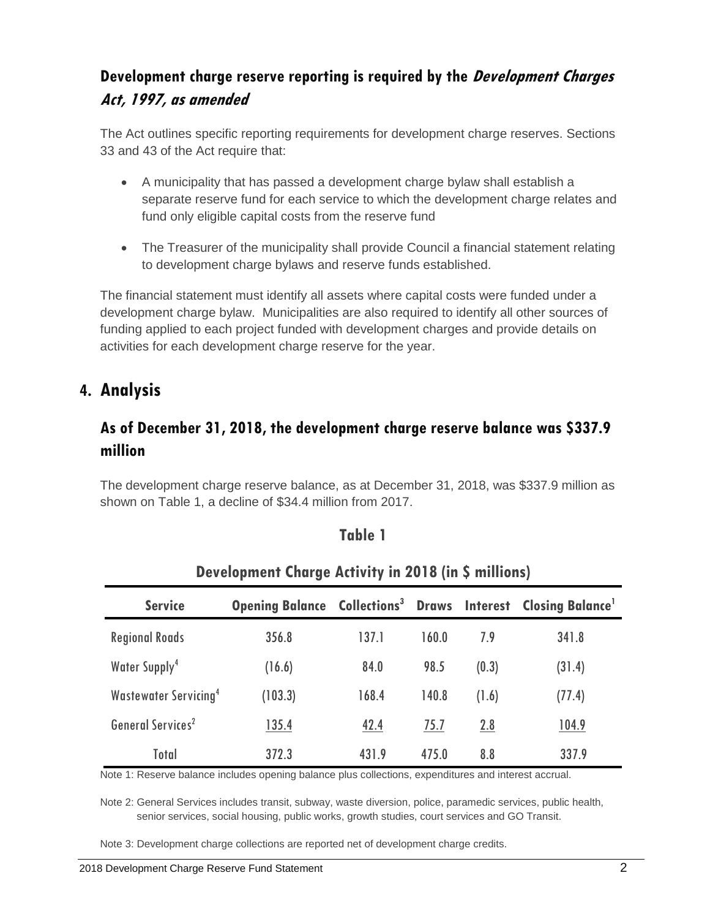## Development charge reserve reporting is required by the *Development Charges Act, 1997, as amended*

The Act outlines specific reporting requirements for development charge reserves. Sections 33 and 43 of the Act require that:

- A municipality that has passed a development charge bylaw shall establish a separate reserve fund for each service to which the development charge relates and fund only eligible capital costs from the reserve fund
- The Treasurer of the municipality shall provide Council a financial statement relating to development charge bylaws and reserve funds established.

The financial statement must identify all assets where capital costs were funded under a development charge bylaw. Municipalities are also required to identify all other sources of funding applied to each project funded with development charges and provide details on activities for each development charge reserve for the year.

# 4. Analysis

## As of December 31, 2018, the development charge reserve balance was $337.9 million

The development charge reserve balance, as at December 31, 2018, was $337.9 million as shown on Table 1, a decline of $34.4 million from 2017.

### Table 1

### Development Charge Activity in 2018 (in $ millions)

| Service | Opening Balance | Collections[3] | Draws | Interest | Closing Balance[1] |
|---|---|---|---|---|---|
| Regional Roads | 356.8 | 137.1 | 160.0 | 7.9 | 341.8 |
| Water Supply[4] | (16.6) | 84.0 | 98.5 | (0.3) | (31.4) |
| Wastewater Servicing[4] | (103.3) | 168.4 | 140.8 | (1.6) | (77.4) |
| General Services[2] | 135.4 | 42.4 | 75.7 | 2.8 | 104.9 |
| Total | 372.3 | 431.9 | 475.0 | 8.8 | 337.9 |

Note 1: Reserve balance includes opening balance plus collections, expenditures and interest accrual.

Note 2: General Services includes transit, subway, waste diversion, police, paramedic services, public health, senior services, social housing, public works, growth studies, court services and GO Transit.

Note 3: Development charge collections are reported net of development charge credits.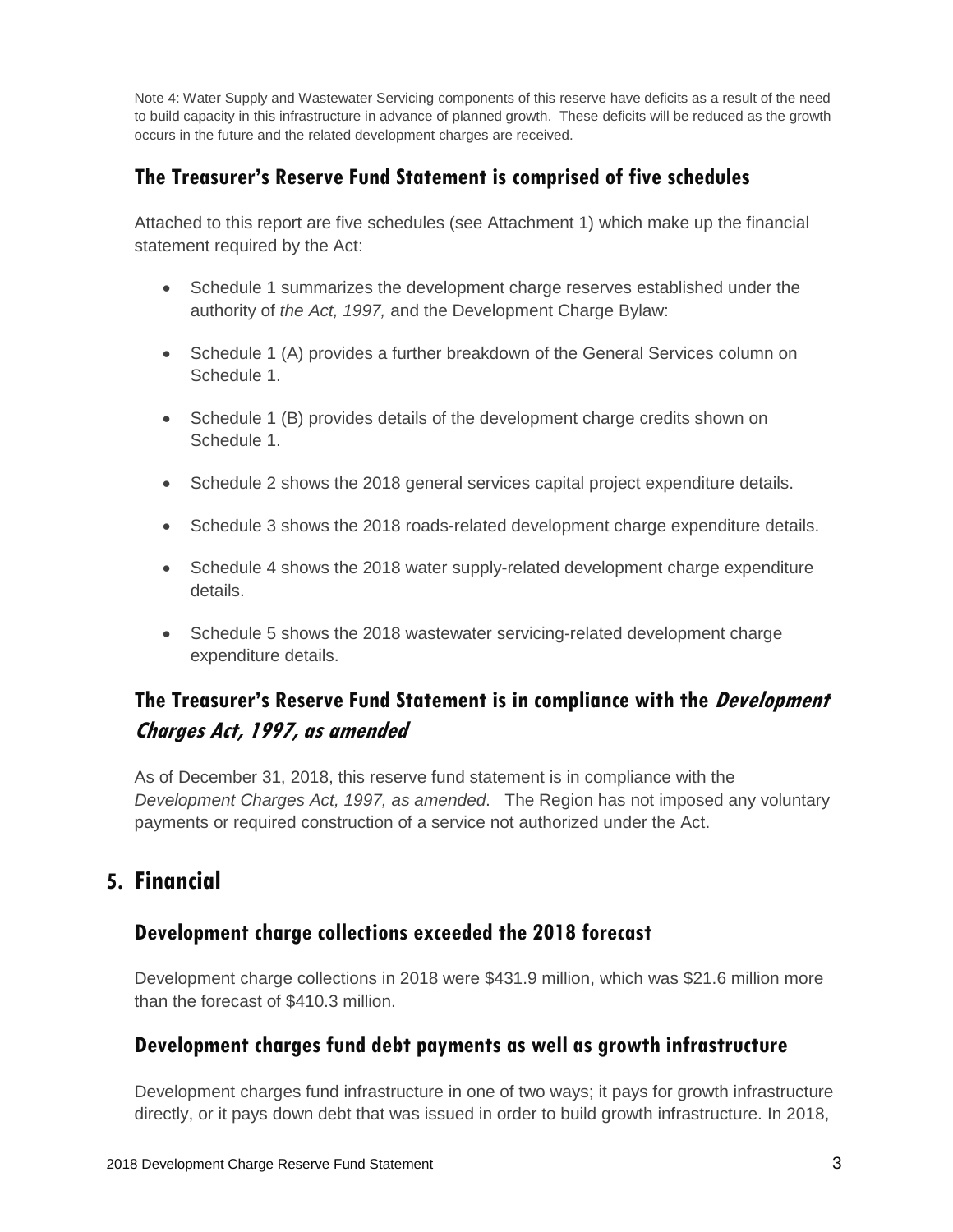Note 4: Water Supply and Wastewater Servicing components of this reserve have deficits as a result of the need to build capacity in this infrastructure in advance of planned growth. These deficits will be reduced as the growth occurs in the future and the related development charges are received.

### The Treasurer's Reserve Fund Statement is comprised of five schedules

Attached to this report are five schedules (see Attachment 1) which make up the financial statement required by the Act:

- Schedule 1 summarizes the development charge reserves established under the authority of *the Act, 1997,* and the Development Charge Bylaw:
- Schedule 1 (A) provides a further breakdown of the General Services column on Schedule 1.
- Schedule 1 (B) provides details of the development charge credits shown on Schedule 1.
- Schedule 2 shows the 2018 general services capital project expenditure details.
- Schedule 3 shows the 2018 roads-related development charge expenditure details.
- Schedule 4 shows the 2018 water supply-related development charge expenditure details.
- Schedule 5 shows the 2018 wastewater servicing-related development charge expenditure details.

### The Treasurer's Reserve Fund Statement is in compliance with the *Development Charges Act, 1997, as amended*

As of December 31, 2018, this reserve fund statement is in compliance with the *Development Charges Act, 1997, as amended*. The Region has not imposed any voluntary payments or required construction of a service not authorized under the Act.

## 5. Financial

### Development charge collections exceeded the 2018 forecast

Development charge collections in 2018 were $431.9 million, which was $21.6 million more than the forecast of $410.3 million.

### Development charges fund debt payments as well as growth infrastructure

Development charges fund infrastructure in one of two ways; it pays for growth infrastructure directly, or it pays down debt that was issued in order to build growth infrastructure. In 2018,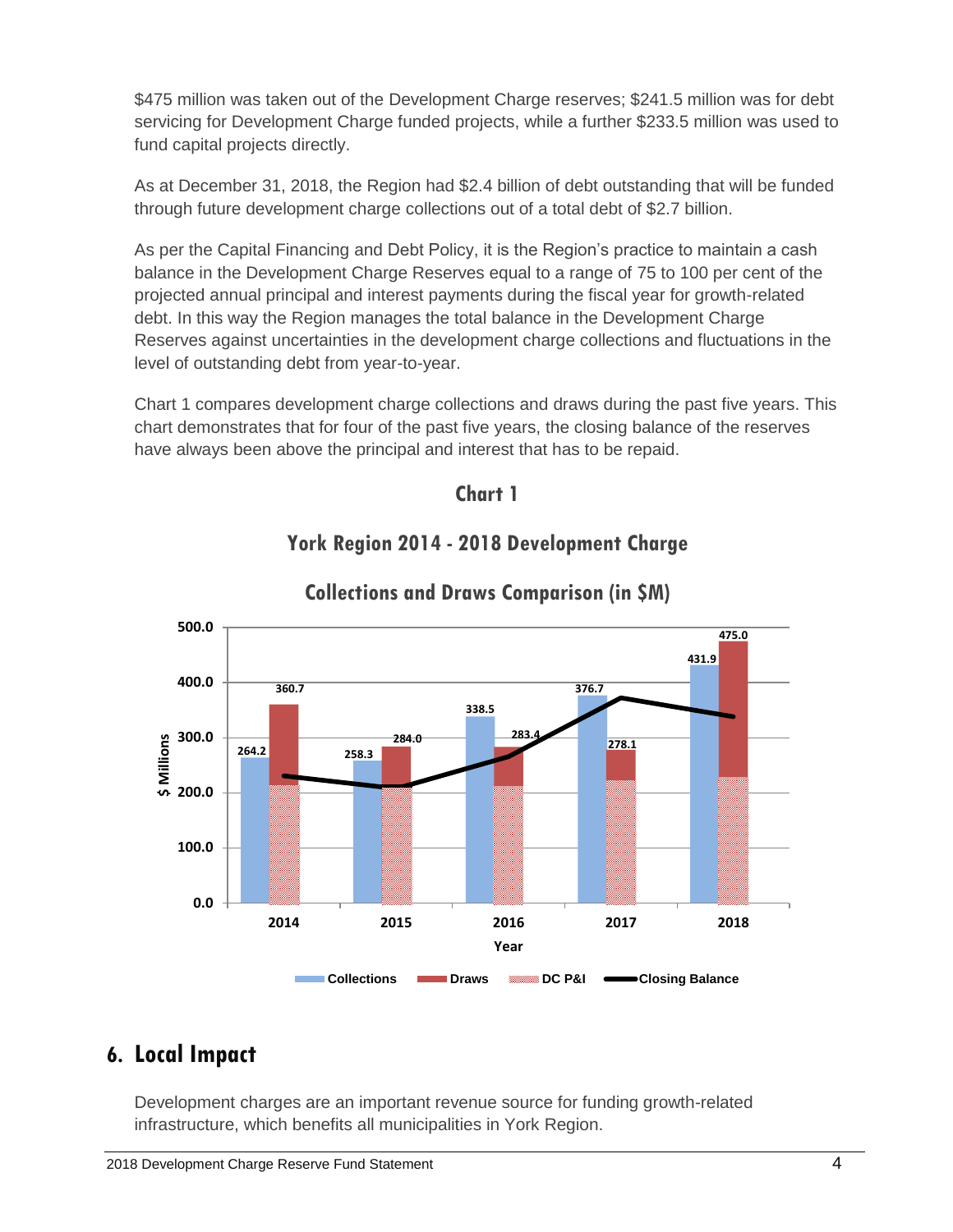$475 million was taken out of the Development Charge reserves; $241.5 million was for debt servicing for Development Charge funded projects, while a further $233.5 million was used to fund capital projects directly.

As at December 31, 2018, the Region had $2.4 billion of debt outstanding that will be funded through future development charge collections out of a total debt of $2.7 billion.

As per the Capital Financing and Debt Policy, it is the Region's practice to maintain a cash balance in the Development Charge Reserves equal to a range of 75 to 100 per cent of the projected annual principal and interest payments during the fiscal year for growth-related debt. In this way the Region manages the total balance in the Development Charge Reserves against uncertainties in the development charge collections and fluctuations in the level of outstanding debt from year-to-year.

Chart 1 compares development charge collections and draws during the past five years. This chart demonstrates that for four of the past five years, the closing balance of the reserves have always been above the principal and interest that has to be repaid.

**Chart 1**

**York Region 2014 - 2018 Development Charge**

**Collections and Draws Comparison (in $M)**

| Year | Collections | Draws |
|---|---|---|
| 2014 | 264.2 | 360.7 |
| 2015 | 258.3 | 284.0 |
| 2016 | 338.5 | 283.4 |
| 2017 | 376.7 | 278.1 |
| 2018 | 431.9 | 475.0 |

Legend: Collections, Draws, DC P&I, Closing Balance

## 6. Local Impact

Development charges are an important revenue source for funding growth-related infrastructure, which benefits all municipalities in York Region.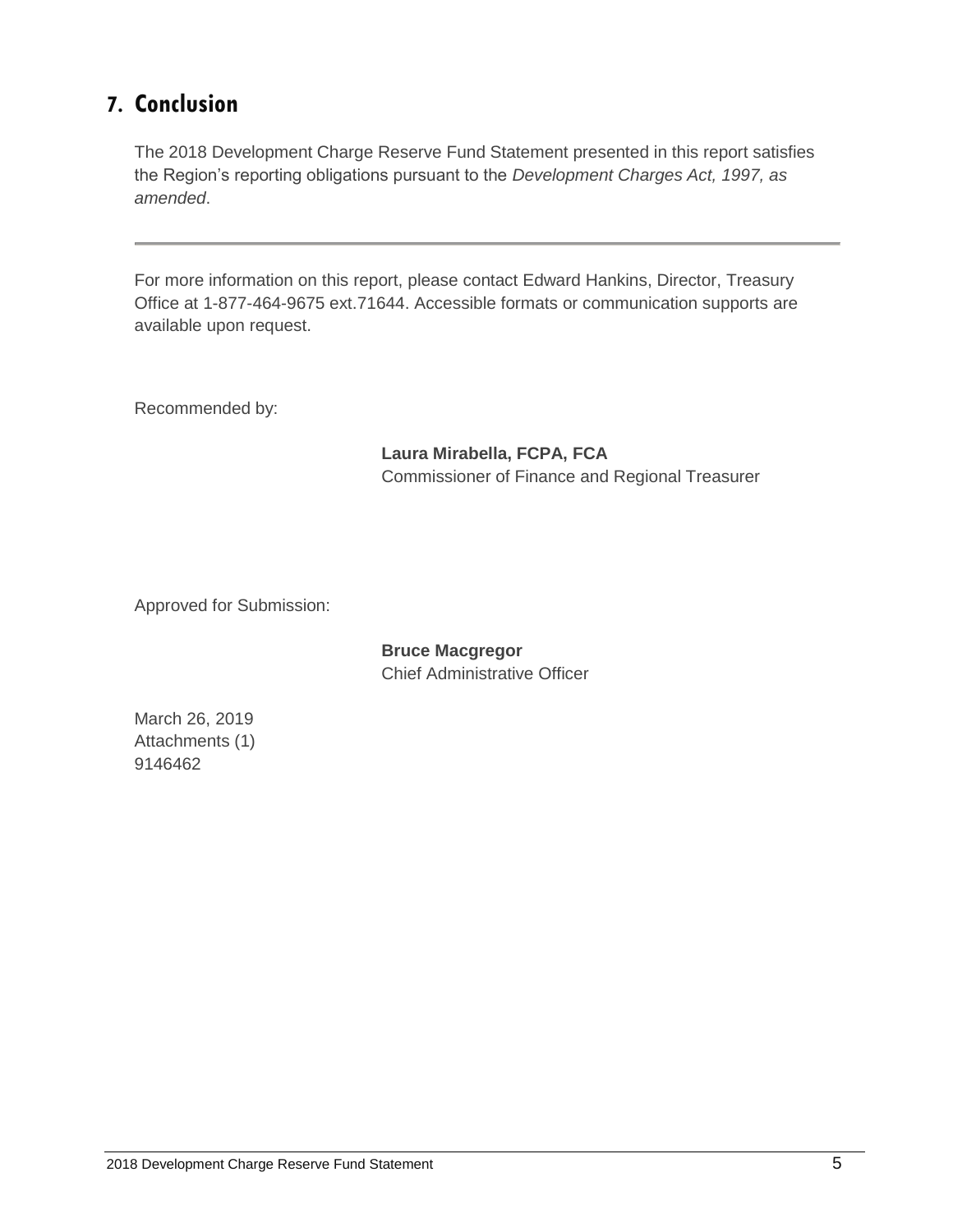## 7. Conclusion

The 2018 Development Charge Reserve Fund Statement presented in this report satisfies the Region's reporting obligations pursuant to the *Development Charges Act, 1997, as amended*.

---

For more information on this report, please contact Edward Hankins, Director, Treasury Office at 1-877-464-9675 ext.71644. Accessible formats or communication supports are available upon request.

Recommended by:

**Laura Mirabella, FCPA, FCA**
Commissioner of Finance and Regional Treasurer

Approved for Submission:

**Bruce Macgregor**
Chief Administrative Officer

March 26, 2019
Attachments (1)
9146462